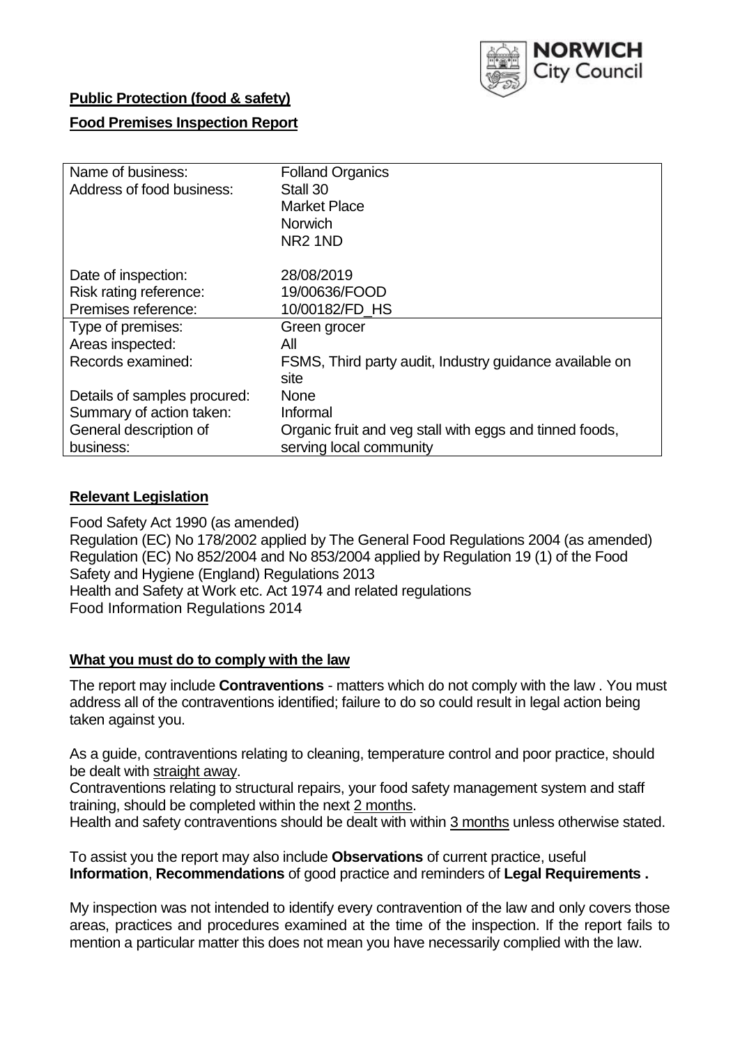**Public Protection (food & safety)**

**Food Premises Inspection Report**

| Name of business: | Folland Organics |
|---|---|
| Address of food business: | Stall 30<br>Market Place<br>Norwich<br>NR2 1ND |
| Date of inspection: | 28/08/2019 |
| Risk rating reference: | 19/00636/FOOD |
| Premises reference: | 10/00182/FD_HS |
| Type of premises: | Green grocer |
| Areas inspected: | All |
| Records examined: | FSMS, Third party audit, Industry guidance available on site |
| Details of samples procured: | None |
| Summary of action taken: | Informal |
| General description of business: | Organic fruit and veg stall with eggs and tinned foods, serving local community |

## Relevant Legislation

Food Safety Act 1990 (as amended)
Regulation (EC) No 178/2002 applied by The General Food Regulations 2004 (as amended)
Regulation (EC) No 852/2004 and No 853/2004 applied by Regulation 19 (1) of the Food Safety and Hygiene (England) Regulations 2013
Health and Safety at Work etc. Act 1974 and related regulations
Food Information Regulations 2014

## What you must do to comply with the law

The report may include **Contraventions** - matters which do not comply with the law . You must address all of the contraventions identified; failure to do so could result in legal action being taken against you.

As a guide, contraventions relating to cleaning, temperature control and poor practice, should be dealt with straight away.

Contraventions relating to structural repairs, your food safety management system and staff training, should be completed within the next 2 months.

Health and safety contraventions should be dealt with within 3 months unless otherwise stated.

To assist you the report may also include **Observations** of current practice, useful **Information**, **Recommendations** of good practice and reminders of **Legal Requirements .**

My inspection was not intended to identify every contravention of the law and only covers those areas, practices and procedures examined at the time of the inspection. If the report fails to mention a particular matter this does not mean you have necessarily complied with the law.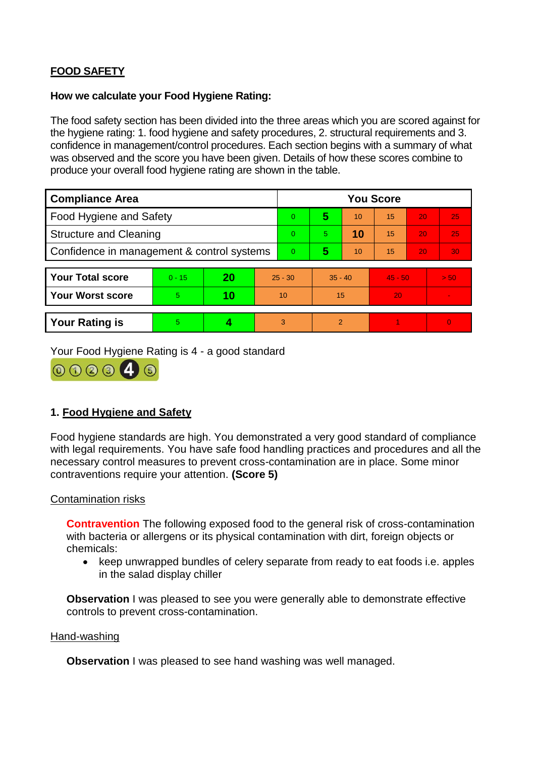## FOOD SAFETY

**How we calculate your Food Hygiene Rating:**

The food safety section has been divided into the three areas which you are scored against for the hygiene rating: 1. food hygiene and safety procedures, 2. structural requirements and 3. confidence in management/control procedures. Each section begins with a summary of what was observed and the score you have been given. Details of how these scores combine to produce your overall food hygiene rating are shown in the table.

| Compliance Area | You Score | | | | | |
|---|---|---|---|---|---|---|
| Food Hygiene and Safety | 0 | **5** | 10 | 15 | 20 | 25 |
| Structure and Cleaning | 0 | 5 | **10** | 15 | 20 | 25 |
| Confidence in management & control systems | 0 | **5** | 10 | 15 | 20 | 30 |

| | | | | | | |
|---|---|---|---|---|---|---|
| **Your Total score** | 0 - 15 | **20** | 25 - 30 | 35 - 40 | 45 - 50 | > 50 |
| **Your Worst score** | 5 | **10** | 10 | 15 | 20 | - |
| **Your Rating is** | 5 | **4** | 3 | 2 | 1 | 0 |

Your Food Hygiene Rating is 4 - a good standard

## 1. Food Hygiene and Safety

Food hygiene standards are high. You demonstrated a very good standard of compliance with legal requirements. You have safe food handling practices and procedures and all the necessary control measures to prevent cross-contamination are in place. Some minor contraventions require your attention. **(Score 5)**

### Contamination risks

**Contravention** The following exposed food to the general risk of cross-contamination with bacteria or allergens or its physical contamination with dirt, foreign objects or chemicals:

- keep unwrapped bundles of celery separate from ready to eat foods i.e. apples in the salad display chiller

**Observation** I was pleased to see you were generally able to demonstrate effective controls to prevent cross-contamination.

### Hand-washing

**Observation** I was pleased to see hand washing was well managed.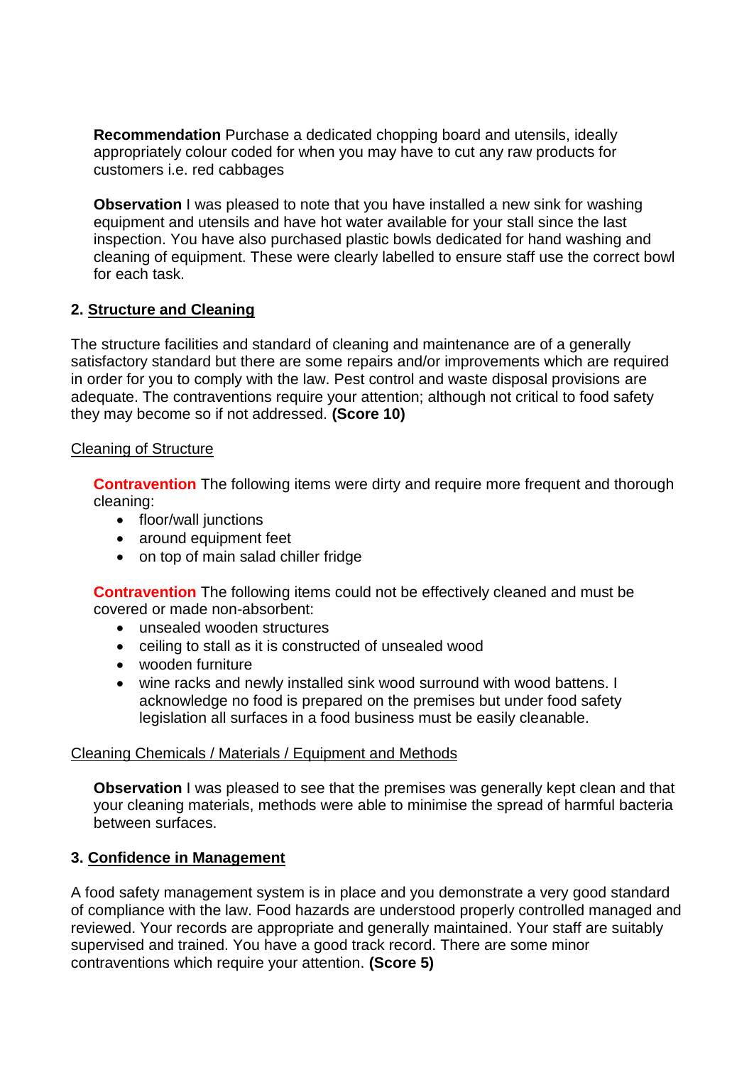**Recommendation** Purchase a dedicated chopping board and utensils, ideally appropriately colour coded for when you may have to cut any raw products for customers i.e. red cabbages

**Observation** I was pleased to note that you have installed a new sink for washing equipment and utensils and have hot water available for your stall since the last inspection. You have also purchased plastic bowls dedicated for hand washing and cleaning of equipment. These were clearly labelled to ensure staff use the correct bowl for each task.

## 2. Structure and Cleaning

The structure facilities and standard of cleaning and maintenance are of a generally satisfactory standard but there are some repairs and/or improvements which are required in order for you to comply with the law. Pest control and waste disposal provisions are adequate. The contraventions require your attention; although not critical to food safety they may become so if not addressed. **(Score 10)**

### Cleaning of Structure

**Contravention** The following items were dirty and require more frequent and thorough cleaning:

- floor/wall junctions
- around equipment feet
- on top of main salad chiller fridge

**Contravention** The following items could not be effectively cleaned and must be covered or made non-absorbent:

- unsealed wooden structures
- ceiling to stall as it is constructed of unsealed wood
- wooden furniture
- wine racks and newly installed sink wood surround with wood battens. I acknowledge no food is prepared on the premises but under food safety legislation all surfaces in a food business must be easily cleanable.

### Cleaning Chemicals / Materials / Equipment and Methods

**Observation** I was pleased to see that the premises was generally kept clean and that your cleaning materials, methods were able to minimise the spread of harmful bacteria between surfaces.

## 3. Confidence in Management

A food safety management system is in place and you demonstrate a very good standard of compliance with the law. Food hazards are understood properly controlled managed and reviewed. Your records are appropriate and generally maintained. Your staff are suitably supervised and trained. You have a good track record. There are some minor contraventions which require your attention. **(Score 5)**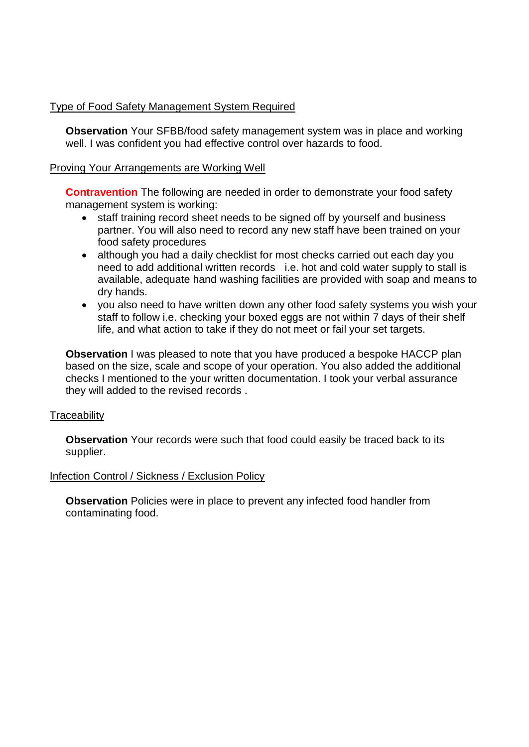Type of Food Safety Management System Required

**Observation** Your SFBB/food safety management system was in place and working well. I was confident you had effective control over hazards to food.

Proving Your Arrangements are Working Well

**Contravention** The following are needed in order to demonstrate your food safety management system is working:

- staff training record sheet needs to be signed off by yourself and business partner. You will also need to record any new staff have been trained on your food safety procedures
- although you had a daily checklist for most checks carried out each day you need to add additional written records i.e. hot and cold water supply to stall is available, adequate hand washing facilities are provided with soap and means to dry hands.
- you also need to have written down any other food safety systems you wish your staff to follow i.e. checking your boxed eggs are not within 7 days of their shelf life, and what action to take if they do not meet or fail your set targets.

**Observation** I was pleased to note that you have produced a bespoke HACCP plan based on the size, scale and scope of your operation. You also added the additional checks I mentioned to the your written documentation. I took your verbal assurance they will added to the revised records .

Traceability

**Observation** Your records were such that food could easily be traced back to its supplier.

Infection Control / Sickness / Exclusion Policy

**Observation** Policies were in place to prevent any infected food handler from contaminating food.